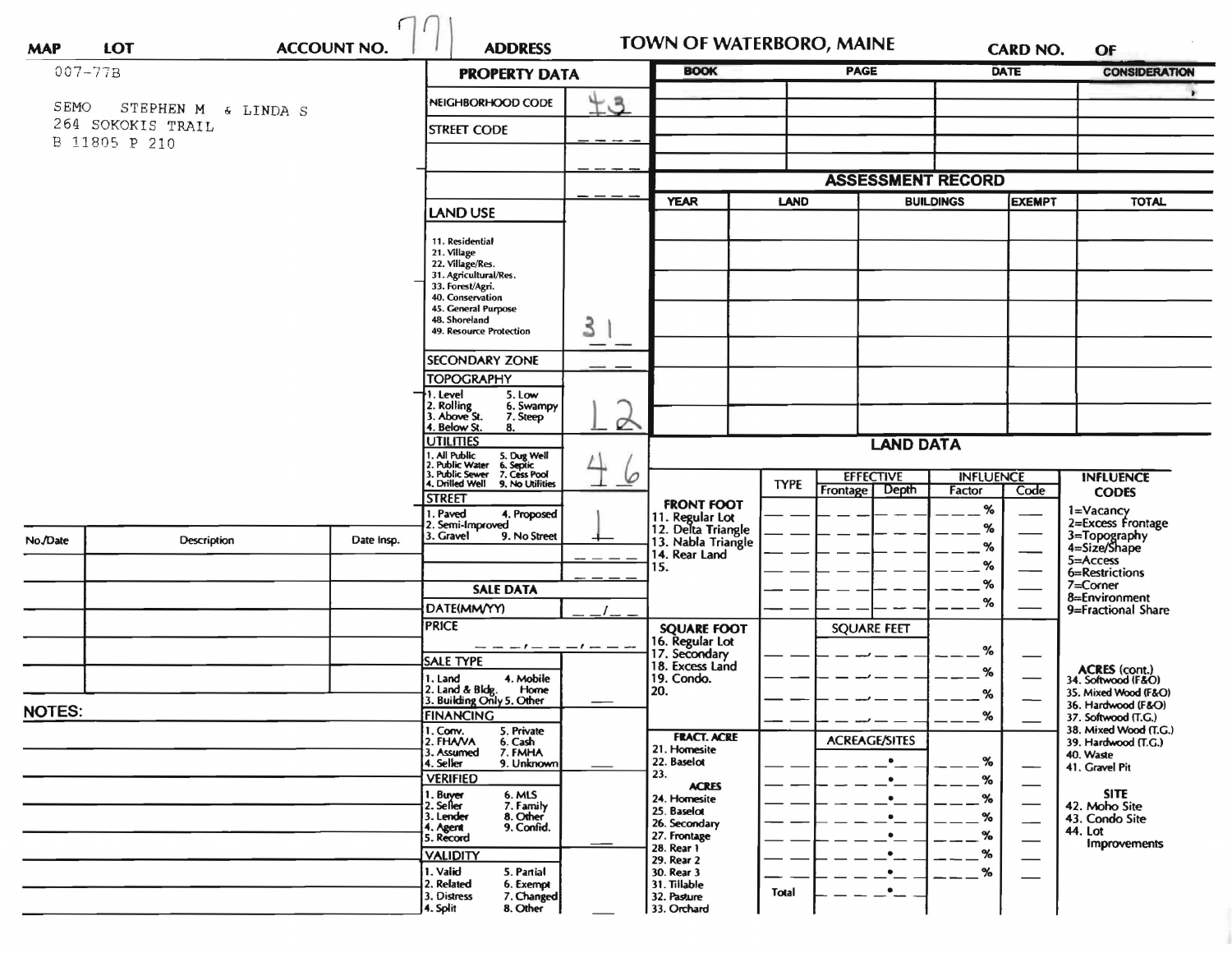MAP | LOT | ACCOUNT NO. 771 | ADDRESS | TOWN OF WATERBORO, MAINE | CARD NO. | OF

007-77B

SEMO STEPHEN M & LINDA S
264 SOKOKIS TRAIL
B 11805 P 210

## PROPERTY DATA

| | |
|---|---|
| NEIGHBORHOOD CODE | 43 |
| STREET CODE | _ _ _ _ |
| | _ _ _ _ |
| | _ _ _ _ |
| LAND USE<br>11. Residential<br>21. Village<br>22. Village/Res.<br>31. Agricultural/Res.<br>33. Forest/Agri.<br>40. Conservation<br>45. General Purpose<br>48. Shoreland<br>49. Resource Protection | 31 |
| SECONDARY ZONE | _ _ |
| TOPOGRAPHY<br>1. Level 5. Low<br>2. Rolling 6. Swampy<br>3. Above St. 7. Steep<br>4. Below St. 8. | 1 2 |
| UTILITIES<br>1. All Public 5. Dug Well<br>2. Public Water 6. Septic<br>3. Public Sewer 7. Cess Pool<br>4. Drilled Well 9. No Utilities | 4 6 |
| STREET<br>1. Paved 4. Proposed<br>2. Semi-Improved<br>3. Gravel 9. No Street | 1 |
| | _ _ _ _ |
| | _ _ _ _ |

## SALE DATA

| | |
|---|---|
| DATE(MM/YY) | _ _/_ _ |
| PRICE | _ _ _,_ _ _,_ _ _ |
| SALE TYPE<br>1. Land 4. Mobile Home<br>2. Land & Bldg. 5. Other<br>3. Building Only | |
| FINANCING<br>1. Conv. 5. Private<br>2. FHA/VA 6. Cash<br>3. Assumed 7. FMHA<br>4. Seller 9. Unknown | |
| VERIFIED<br>1. Buyer 6. MLS<br>2. Seller 7. Family<br>3. Lender 8. Other<br>4. Agent 9. Confid.<br>5. Record | |
| VALIDITY<br>1. Valid 5. Partial<br>2. Related 6. Exempt<br>3. Distress 7. Changed<br>4. Split 8. Other | |

| BOOK | PAGE | DATE | CONSIDERATION |
|---|---|---|---|
| | | | |
| | | | |
| | | | |
| | | | |
| | | | |

## ASSESSMENT RECORD

| YEAR | LAND | BUILDINGS | EXEMPT | TOTAL |
|---|---|---|---|---|
| | | | | |
| | | | | |
| | | | | |
| | | | | |
| | | | | |
| | | | | |
| | | | | |

## LAND DATA

| | TYPE | EFFECTIVE Frontage | EFFECTIVE Depth | INFLUENCE Factor | INFLUENCE Code |
|---|---|---|---|---|---|
| FRONT FOOT<br>11. Regular Lot<br>12. Delta Triangle<br>13. Nabla Triangle<br>14. Rear Land<br>15. | | | | % | |
| SQUARE FOOT<br>16. Regular Lot<br>17. Secondary<br>18. Excess Land<br>19. Condo.<br>20. | | SQUARE FEET | | % | |
| FRACT. ACRE<br>21. Homesite<br>22. Baselot<br>23.<br>ACRES<br>24. Homesite<br>25. Baselot<br>26. Secondary<br>27. Frontage<br>28. Rear 1<br>29. Rear 2<br>30. Rear 3<br>31. Tillable<br>32. Pasture<br>33. Orchard | Total | ACREAGE/SITES | | % | |

INFLUENCE CODES
1=Vacancy
2=Excess Frontage
3=Topography
4=Size/Shape
5=Access
6=Restrictions
7=Corner
8=Environment
9=Fractional Share

ACRES (cont.)
34. Softwood (F&O)
35. Mixed Wood (F&O)
36. Hardwood (F&O)
37. Softwood (T.G.)
38. Mixed Wood (T.G.)
39. Hardwood (T.G.)
40. Waste
41. Gravel Pit

SITE
42. Moho Site
43. Condo Site
44. Lot Improvements

| No./Date | Description | Date Insp. |
|---|---|---|
| | | |
| | | |
| | | |
| | | |
| | | |

NOTES: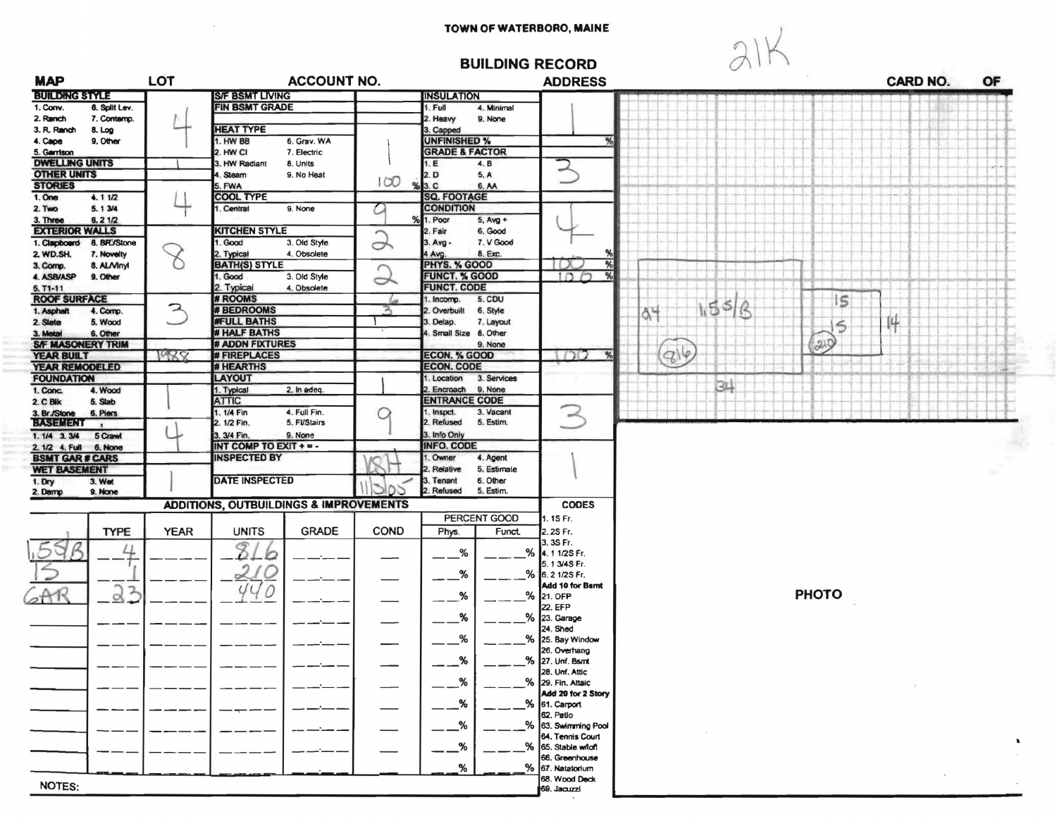# TOWN OF WATERBORO, MAINE

21K

## BUILDING RECORD

MAP | LOT | ACCOUNT NO. | ADDRESS | CARD NO. | OF

| | | | | | |
|---|---|---|---|---|---|
| **BUILDING STYLE** 1. Conv. 6. Split Lev. 2. Ranch 7. Contemp. 3. R. Ranch 8. Log 4. Cape 9. Other 5. Garrison | 4 | **S/F BSMT LIVING** | | **INSULATION** 1. Full 4. Minimal 2. Heavy 9. None 3. Capped | 1 |
| **DWELLING UNITS** | 1 | **FIN BSMT GRADE** | | | |
| **OTHER UNITS** | | **HEAT TYPE** 1. HW BB 6. Grav. WA 2. HW CI 7. Electric 3. HW Radiant 8. Units 4. Steam 9. No Heat 5. FWA | 1 / 100 % | **UNFINISHED %** | % |
| **STORIES** 1. One 4. 1 1/2 2. Two 5. 1 3/4 3. Three 6. 2 1/2 | 4 | | | **GRADE & FACTOR** 1. E 4. B 2. D 5. A 3. C 6. AA | 3 |
| **EXTERIOR WALLS** 1. Clapboard 6. BR/Stone 2. WD.SH. 7. Novelty 3. Comp. 8. AL/Vinyl 4. ASB/ASP 9. Other 5. T1-11 | 8 | **COOL TYPE** 1. Central 9. None | 9 % | **SQ. FOOTAGE** | |
| | | **KITCHEN STYLE** 1. Good 3. Old Style 2. Typical 4. Obsolete | 2 | **CONDITION** 1. Poor 5. Avg + 2. Fair 6. Good 3. Avg - 7. V Good 4 Avg. 8. Exc. | 4 |
| **ROOF SURFACE** 1. Asphalt 4. Comp. 2. Slate 5. Wood 3. Metal 6. Other | 3 | **BATH(S) STYLE** 1. Good 3. Old Style 2. Typical 4. Obsolete | 2 | **PHYS. % GOOD** | 100 % |
| | | | | **FUNCT. % GOOD** | 100 % |
| | | **# ROOMS** | 6 | **FUNCT. CODE** 1. Incomp. 5. CDU 2. Overbuilt 6. Style 3. Delap. 7. Layout 4. Small Size 8. Other 9. None | |
| | | **# BEDROOMS** | 3 | | |
| | | **#FULL BATHS** | 1 | | |
| | | **# HALF BATHS** | | | |
| **S/F MASONERY TRIM** | | **# ADDN FIXTURES** | | | |
| **YEAR BUILT** | 1988 | **# FIREPLACES** | | **ECON. % GOOD** | 100 % |
| **YEAR REMODELED** | | **# HEARTHS** | | **ECON. CODE** 1. Location 3. Services 2. Encroach 9. None | |
| **FOUNDATION** 1. Conc. 4. Wood 2. C Blk 5. Slab 3. Br./Stone 6. Piers | 1 | **LAYOUT** 1. Typical 2. In adeq. | 1 | | |
| **BASEMENT** 1. 1/4 3. 3/4 5 Crawl 2. 1/2 4. Full 6. None | 4 | **ATTIC** 1. 1/4 Fin 4. Full Fin. 2. 1/2 Fin. 5. Fl/Stairs 3. 3/4 Fin. 9. None | 9 | **ENTRANCE CODE** 1. Inspct. 3. Vacant 2. Refused 5. Estim. 3. Info Only | 3 |
| **BSMT GAR # CARS** | | **INT COMP TO EXIT + = -** | | **INFO. CODE** 1. Owner 4. Agent 2. Relative 5. Estimate 3. Tenant 6. Other 2. Refused 5. Estim. | 1 |
| **WET BASEMENT** 1. Dry 3. Wet 2. Damp 9. None | 1 | **INSPECTED BY** | VSH | | |
| | | **DATE INSPECTED** | 11/3/05 | | |

Sketch: 24 × 34, 1.5S/B (816); 15 × 14, 1S (210)

### ADDITIONS, OUTBUILDINGS & IMPROVEMENTS

| | TYPE | YEAR | UNITS | GRADE | COND | PERCENT GOOD Phys. | Funct. |
|---|---|---|---|---|---|---|---|
| 1.5S/B | 4 | | 816 | | | % | % |
| 1S | 1 | | 210 | | | % | % |
| GAR | 23 | | 440 | | | % | % |
| | | | | | | % | % |
| | | | | | | % | % |
| | | | | | | % | % |
| | | | | | | % | % |
| | | | | | | % | % |
| | | | | | | % | % |
| | | | | | | % | % |
| | | | | | | % | % |

**CODES**
1. 1S Fr.
2. 2S Fr.
3. 3S Fr.
4. 1 1/2S Fr.
5. 1 3/4S Fr.
6. 2 1/2S Fr.

**Add 10 for Bsmt**
21. OFP
22. EFP
23. Garage
24. Shed
25. Bay Window
26. Overhang
27. Unf. Bsmt
28. Unf. Attic
29. Fin. Attaic

**Add 20 for 2 Story**
61. Carport
62. Patio
63. Swimming Pool
64. Tennis Court
65. Stable w/loft
66. Greenhouse
67. Natatorium
68. Wood Deck
69. Jacuzzi

NOTES:

PHOTO